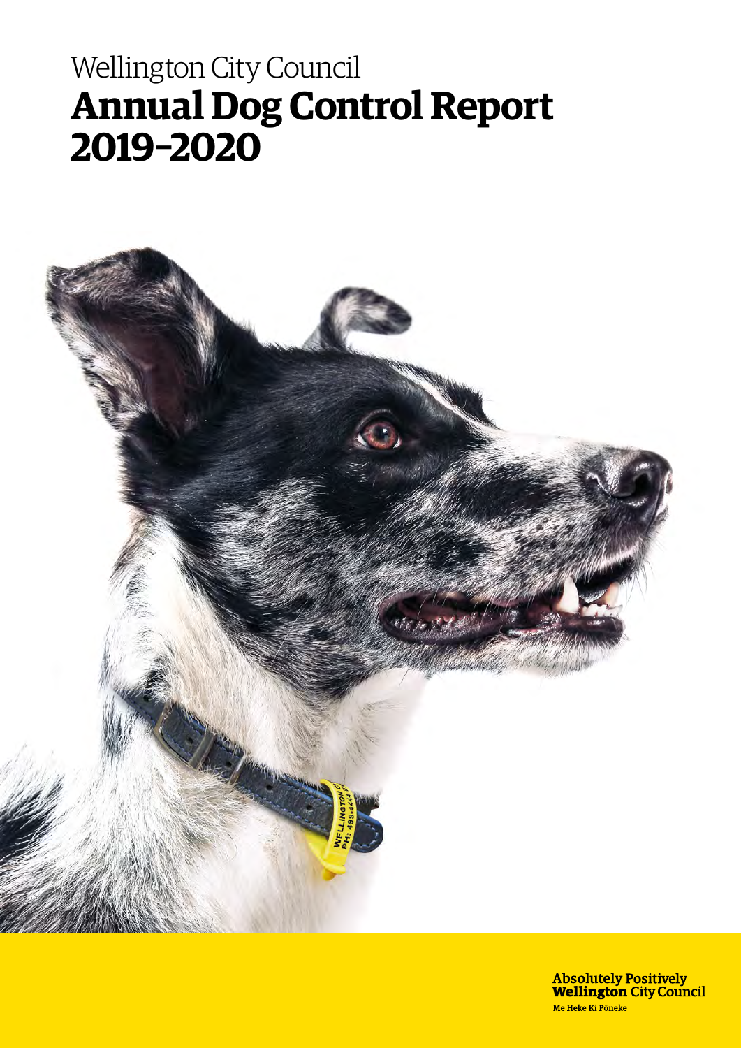Wellington City Council

# Annual Dog Control Report 2019–2020

**Absolutely Positively Wellington City Council**

Me Heke Ki Pōneke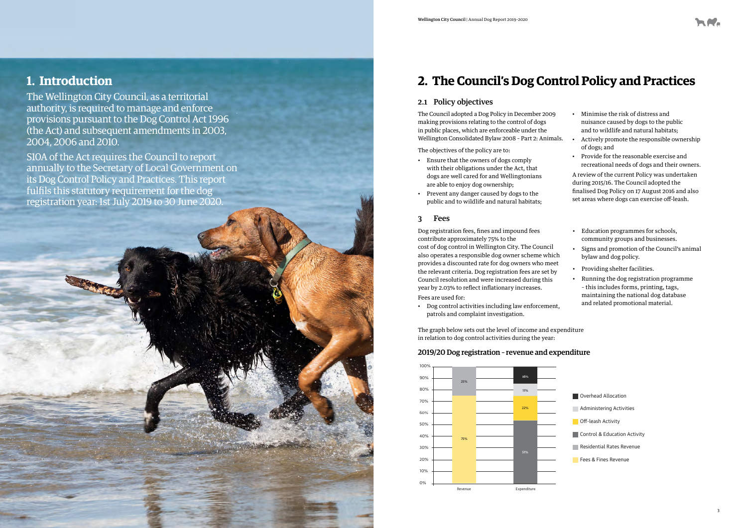# 1. Introduction

The Wellington City Council, as a territorial authority, is required to manage and enforce provisions pursuant to the Dog Control Act 1996 (the Act) and subsequent amendments in 2003, 2004, 2006 and 2010.

S10A of the Act requires the Council to report annually to the Secretary of Local Government on its Dog Control Policy and Practices. This report fulfils this statutory requirement for the dog registration year: 1st July 2019 to 30 June 2020.

# 2. The Council's Dog Control Policy and Practices

## 2.1 Policy objectives

The Council adopted a Dog Policy in December 2009 making provisions relating to the control of dogs in public places, which are enforceable under the Wellington Consolidated Bylaw 2008 – Part 2: Animals.

The objectives of the policy are to:

- Ensure that the owners of dogs comply with their obligations under the Act, that dogs are well cared for and Wellingtonians are able to enjoy dog ownership;
- Prevent any danger caused by dogs to the public and to wildlife and natural habitats;
- Minimise the risk of distress and nuisance caused by dogs to the public and to wildlife and natural habitats;
- Actively promote the responsible ownership of dogs; and
- Provide for the reasonable exercise and recreational needs of dogs and their owners.

A review of the current Policy was undertaken during 2015/16. The Council adopted the finalised Dog Policy on 17 August 2016 and also set areas where dogs can exercise off-leash.

## 3 Fees

Dog registration fees, fines and impound fees contribute approximately 75% to the cost of dog control in Wellington City. The Council also operates a responsible dog owner scheme which provides a discounted rate for dog owners who meet the relevant criteria. Dog registration fees are set by Council resolution and were increased during this year by 2.03% to reflect inflationary increases.

Fees are used for:

- Dog control activities including law enforcement, patrols and complaint investigation.
- Education programmes for schools, community groups and businesses.
- Signs and promotion of the Council's animal bylaw and dog policy.
- Providing shelter facilities.
- Running the dog registration programme – this includes forms, printing, tags, maintaining the national dog database and related promotional material.

The graph below sets out the level of income and expenditure in relation to dog control activities during the year:

### 2019/20 Dog registration – revenue and expenditure

| | Revenue | Expenditure |
|---|---|---|
| Fees & Fines Revenue | 75% | |
| Residential Rates Revenue | 25% | |
| Control & Education Activity | | 51% |
| Off-leash Activity | | 22% |
| Administering Activities | | 11% |
| Overhead Allocation | | 16% |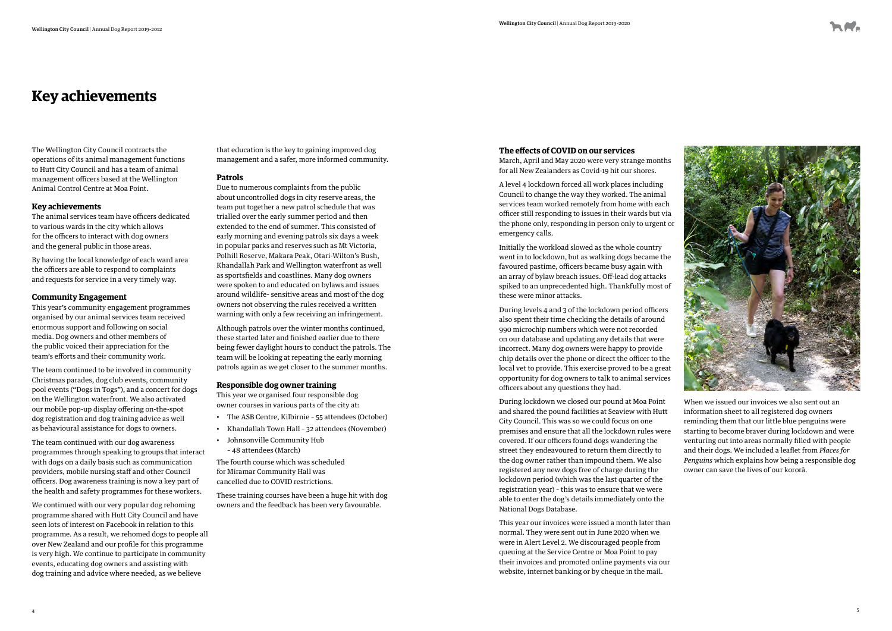# Key achievements

The Wellington City Council contracts the operations of its animal management functions to Hutt City Council and has a team of animal management officers based at the Wellington Animal Control Centre at Moa Point.

### Key achievements

The animal services team have officers dedicated to various wards in the city which allows for the officers to interact with dog owners and the general public in those areas.

By having the local knowledge of each ward area the officers are able to respond to complaints and requests for service in a very timely way.

### Community Engagement

This year's community engagement programmes organised by our animal services team received enormous support and following on social media. Dog owners and other members of the public voiced their appreciation for the team's efforts and their community work.

The team continued to be involved in community Christmas parades, dog club events, community pool events ("Dogs in Togs"), and a concert for dogs on the Wellington waterfront. We also activated our mobile pop-up display offering on-the-spot dog registration and dog training advice as well as behavioural assistance for dogs to owners.

The team continued with our dog awareness programmes through speaking to groups that interact with dogs on a daily basis such as communication providers, mobile nursing staff and other Council officers. Dog awareness training is now a key part of the health and safety programmes for these workers.

We continued with our very popular dog rehoming programme shared with Hutt City Council and have seen lots of interest on Facebook in relation to this programme. As a result, we rehomed dogs to people all over New Zealand and our profile for this programme is very high. We continue to participate in community events, educating dog owners and assisting with dog training and advice where needed, as we believe that education is the key to gaining improved dog management and a safer, more informed community.

### Patrols

Due to numerous complaints from the public about uncontrolled dogs in city reserve areas, the team put together a new patrol schedule that was trialled over the early summer period and then extended to the end of summer. This consisted of early morning and evening patrols six days a week in popular parks and reserves such as Mt Victoria, Polhill Reserve, Makara Peak, Otari-Wilton's Bush, Khandallah Park and Wellington waterfront as well as sportsfields and coastlines. Many dog owners were spoken to and educated on bylaws and issues around wildlife- sensitive areas and most of the dog owners not observing the rules received a written warning with only a few receiving an infringement.

Although patrols over the winter months continued, these started later and finished earlier due to there being fewer daylight hours to conduct the patrols. The team will be looking at repeating the early morning patrols again as we get closer to the summer months.

### Responsible dog owner training

This year we organised four responsible dog owner courses in various parts of the city at:

- The ASB Centre, Kilbirnie – 55 attendees (October)
- Khandallah Town Hall – 32 attendees (November)
- Johnsonville Community Hub – 48 attendees (March)

The fourth course which was scheduled for Miramar Community Hall was cancelled due to COVID restrictions.

These training courses have been a huge hit with dog owners and the feedback has been very favourable.

### The effects of COVID on our services

March, April and May 2020 were very strange months for all New Zealanders as Covid-19 hit our shores.

A level 4 lockdown forced all work places including Council to change the way they worked. The animal services team worked remotely from home with each officer still responding to issues in their wards but via the phone only, responding in person only to urgent or emergency calls.

Initially the workload slowed as the whole country went in to lockdown, but as walking dogs became the favoured pastime, officers became busy again with an array of bylaw breach issues. Off-lead dog attacks spiked to an unprecedented high. Thankfully most of these were minor attacks.

During levels 4 and 3 of the lockdown period officers also spent their time checking the details of around 990 microchip numbers which were not recorded on our database and updating any details that were incorrect. Many dog owners were happy to provide chip details over the phone or direct the officer to the local vet to provide. This exercise proved to be a great opportunity for dog owners to talk to animal services officers about any questions they had.

During lockdown we closed our pound at Moa Point and shared the pound facilities at Seaview with Hutt City Council. This was so we could focus on one premises and ensure that all the lockdown rules were covered. If our officers found dogs wandering the street they endeavoured to return them directly to the dog owner rather than impound them. We also registered any new dogs free of charge during the lockdown period (which was the last quarter of the registration year) – this was to ensure that we were able to enter the dog's details immediately onto the National Dogs Database.

This year our invoices were issued a month later than normal. They were sent out in June 2020 when we were in Alert Level 2. We discouraged people from queuing at the Service Centre or Moa Point to pay their invoices and promoted online payments via our website, internet banking or by cheque in the mail.

When we issued our invoices we also sent out an information sheet to all registered dog owners reminding them that our little blue penguins were starting to become braver during lockdown and were venturing out into areas normally filled with people and their dogs. We included a leaflet from *Places for Penguins* which explains how being a responsible dog owner can save the lives of our kororā.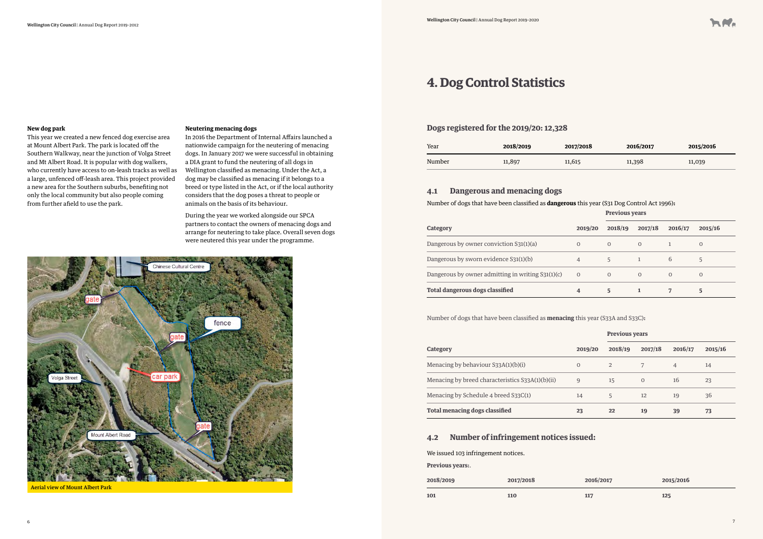**New dog park**

This year we created a new fenced dog exercise area at Mount Albert Park. The park is located off the Southern Walkway, near the junction of Volga Street and Mt Albert Road. It is popular with dog walkers, who currently have access to on-leash tracks as well as a large, unfenced off-leash area. This project provided a new area for the Southern suburbs, benefiting not only the local community but also people coming from further afield to use the park.

**Neutering menacing dogs**

In 2016 the Department of Internal Affairs launched a nationwide campaign for the neutering of menacing dogs. In January 2017 we were successful in obtaining a DIA grant to fund the neutering of all dogs in Wellington classified as menacing. Under the Act, a dog may be classified as menacing if it belongs to a breed or type listed in the Act, or if the local authority considers that the dog poses a threat to people or animals on the basis of its behaviour.

During the year we worked alongside our SPCA partners to contact the owners of menacing dogs and arrange for neutering to take place. Overall seven dogs were neutered this year under the programme.

Aerial view of Mount Albert Park

# 4. Dog Control Statistics

## Dogs registered for the 2019/20: 12,328

| Year | 2018/2019 | 2017/2018 | 2016/2017 | 2015/2016 |
|---|---|---|---|---|
| Number | 11,897 | 11,615 | 11,398 | 11,039 |

## 4.1 Dangerous and menacing dogs

Number of dogs that have been classified as **dangerous** this year (S31 Dog Control Act 1996):

| | | Previous years | | | |
|---|---|---|---|---|---|
| **Category** | **2019/20** | **2018/19** | **2017/18** | **2016/17** | **2015/16** |
| Dangerous by owner conviction S31(1)(a) | 0 | 0 | 0 | 1 | 0 |
| Dangerous by sworn evidence S31(1)(b) | 4 | 5 | 1 | 6 | 5 |
| Dangerous by owner admitting in writing S31(1)(c) | 0 | 0 | 0 | 0 | 0 |
| **Total dangerous dogs classified** | **4** | **5** | **1** | **7** | **5** |

Number of dogs that have been classified as **menacing** this year (S33A and S33C):

| | | Previous years | | | |
|---|---|---|---|---|---|
| **Category** | **2019/20** | **2018/19** | **2017/18** | **2016/17** | **2015/16** |
| Menacing by behaviour S33A(1)(b)(i) | 0 | 2 | 7 | 4 | 14 |
| Menacing by breed characteristics S33A(1)(b)(ii) | 9 | 15 | 0 | 16 | 23 |
| Menacing by Schedule 4 breed S33C(1) | 14 | 5 | 12 | 19 | 36 |
| **Total menacing dogs classified** | **23** | **22** | **19** | **39** | **73** |

## 4.2 Number of infringement notices issued:

We issued 103 infringement notices.

**Previous years:**.

| 2018/2019 | 2017/2018 | 2016/2017 | 2015/2016 |
|---|---|---|---|
| **101** | **110** | **117** | **125** |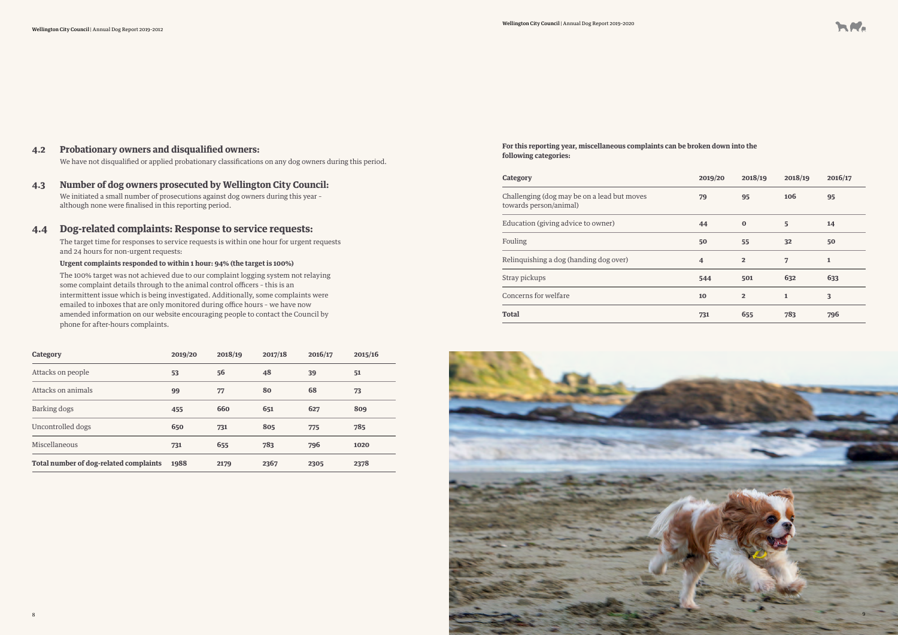## 4.2 Probationary owners and disqualified owners:

We have not disqualified or applied probationary classifications on any dog owners during this period.

## 4.3 Number of dog owners prosecuted by Wellington City Council:

We initiated a small number of prosecutions against dog owners during this year - although none were finalised in this reporting period.

## 4.4 Dog-related complaints: Response to service requests:

The target time for responses to service requests is within one hour for urgent requests and 24 hours for non-urgent requests:

**Urgent complaints responded to within 1 hour: 94% (the target is 100%)**

The 100% target was not achieved due to our complaint logging system not relaying some complaint details through to the animal control officers - this is an intermittent issue which is being investigated. Additionally, some complaints were emailed to inboxes that are only monitored during office hours - we have now amended information on our website encouraging people to contact the Council by phone for after-hours complaints.

| Category | 2019/20 | 2018/19 | 2017/18 | 2016/17 | 2015/16 |
|---|---|---|---|---|---|
| Attacks on people | 53 | 56 | 48 | 39 | 51 |
| Attacks on animals | 99 | 77 | 80 | 68 | 73 |
| Barking dogs | 455 | 660 | 651 | 627 | 809 |
| Uncontrolled dogs | 650 | 731 | 805 | 775 | 785 |
| Miscellaneous | 731 | 655 | 783 | 796 | 1020 |
| **Total number of dog-related complaints** | 1988 | 2179 | 2367 | 2305 | 2378 |

**For this reporting year, miscellaneous complaints can be broken down into the following categories:**

| Category | 2019/20 | 2018/19 | 2018/19 | 2016/17 |
|---|---|---|---|---|
| Challenging (dog may be on a lead but moves towards person/animal) | 79 | 95 | 106 | 95 |
| Education (giving advice to owner) | 44 | 0 | 5 | 14 |
| Fouling | 50 | 55 | 32 | 50 |
| Relinquishing a dog (handing dog over) | 4 | 2 | 7 | 1 |
| Stray pickups | 544 | 501 | 632 | 633 |
| Concerns for welfare | 10 | 2 | 1 | 3 |
| **Total** | 731 | 655 | 783 | 796 |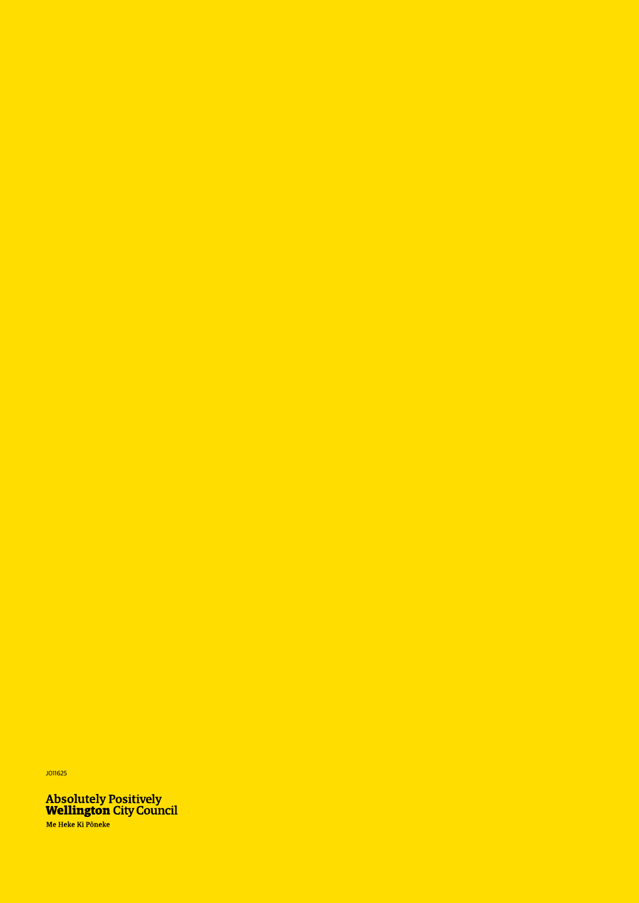J011625

**Absolutely Positively**
**Wellington** City Council
Me Heke Ki Pōneke